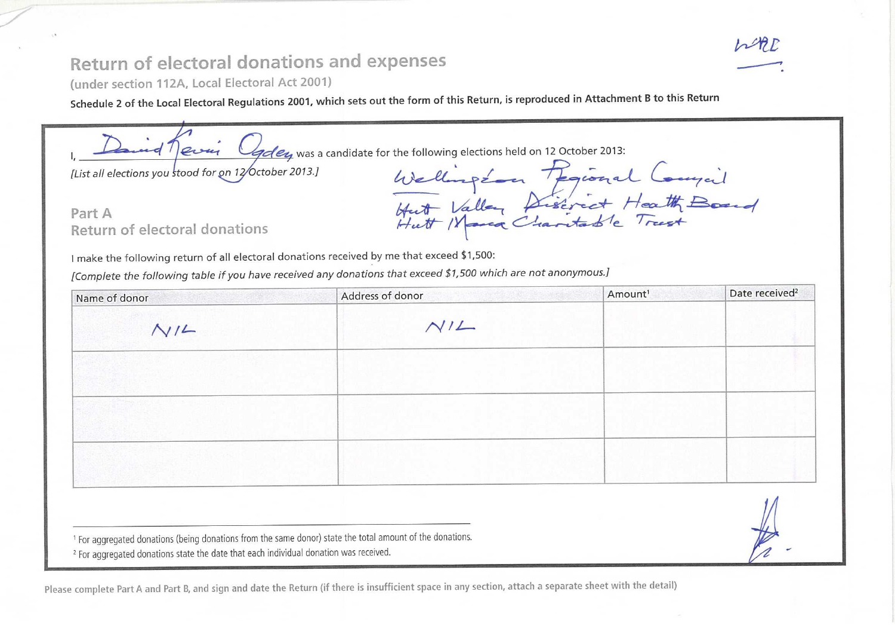WRC

# Return of electoral donations and expenses

(under section 112A, Local Electoral Act 2001)

**Schedule 2 of the Local Electoral Regulations 2001, which sets out the form of this Return, is reproduced in Attachment B to this Return**

I, David Kevin Ogden was a candidate for the following elections held on 12 October 2013:

*[List all elections you stood for on 12 October 2013.]*

Wellington Regional Council
Hutt Valley District Health Board
Hutt Mana Charitable Trust

## Part A
## Return of electoral donations

I make the following return of all electoral donations received by me that exceed $1,500:

*[Complete the following table if you have received any donations that exceed $1,500 which are not anonymous.]*

| Name of donor | Address of donor | Amount[1] | Date received[2] |
|---|---|---|---|
| NIL | NIL | | |
| | | | |
| | | | |
| | | | |

[1] For aggregated donations (being donations from the same donor) state the total amount of the donations.

[2] For aggregated donations state the date that each individual donation was received.

Please complete Part A and Part B, and sign and date the Return (if there is insufficient space in any section, attach a separate sheet with the detail)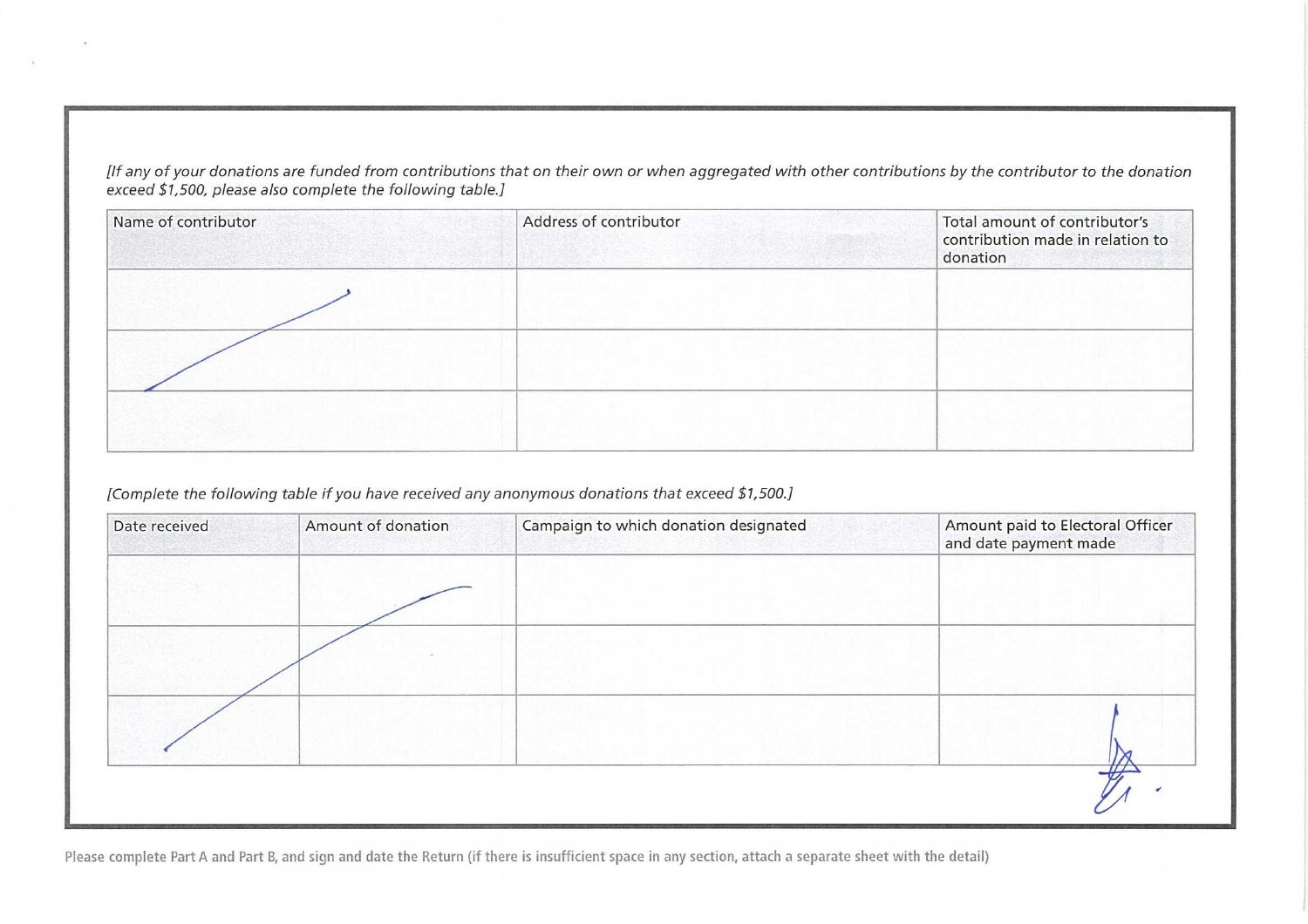*[If any of your donations are funded from contributions that on their own or when aggregated with other contributions by the contributor to the donation exceed $1,500, please also complete the following table.]*

| Name of contributor | Address of contributor | Total amount of contributor's contribution made in relation to donation |
| --- | --- | --- |
| | | |
| | | |
| | | |

*[Complete the following table if you have received any anonymous donations that exceed $1,500.]*

| Date received | Amount of donation | Campaign to which donation designated | Amount paid to Electoral Officer and date payment made |
| --- | --- | --- | --- |
| | | | |
| | | | |
| | | | |

Please complete Part A and Part B, and sign and date the Return (if there is insufficient space in any section, attach a separate sheet with the detail)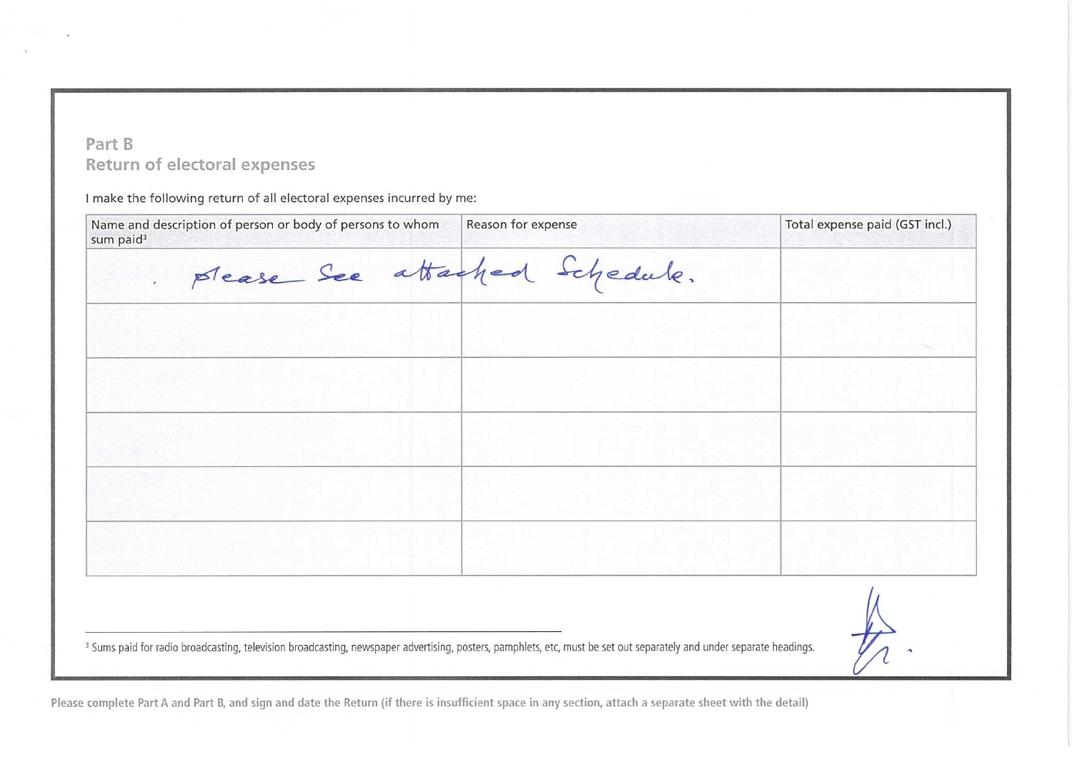## Part B
### Return of electoral expenses

I make the following return of all electoral expenses incurred by me:

| Name and description of person or body of persons to whom sum paid[3] | Reason for expense | Total expense paid (GST incl.) |
|---|---|---|
| Please See attached Schedule. | | |
| | | |
| | | |
| | | |
| | | |
| | | |

[3] Sums paid for radio broadcasting, television broadcasting, newspaper advertising, posters, pamphlets, etc, must be set out separately and under separate headings.

Please complete Part A and Part B, and sign and date the Return (if there is insufficient space in any section, attach a separate sheet with the detail)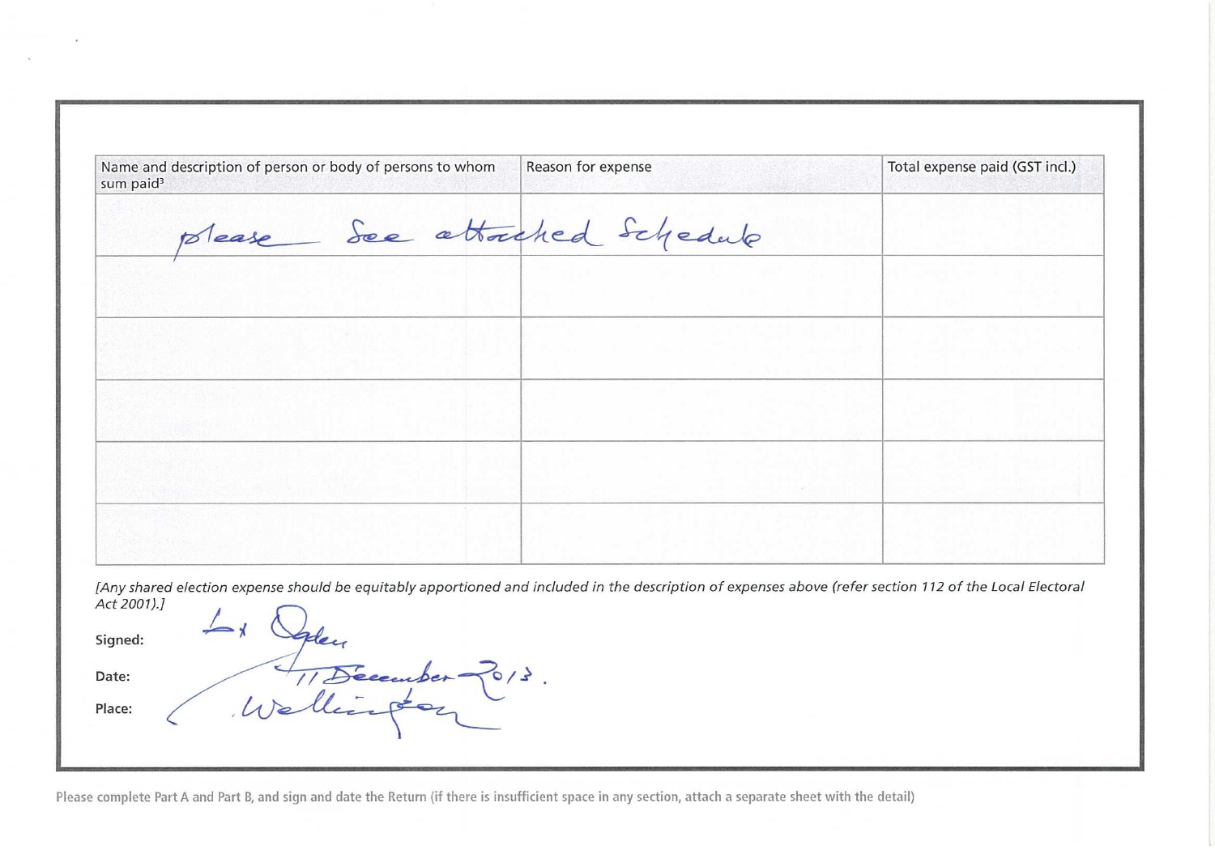| Name and description of person or body of persons to whom sum paid[3] | Reason for expense | Total expense paid (GST incl.) |
|---|---|---|
| please see attached Schedule | | |
| | | |
| | | |
| | | |
| | | |
| | | |

*[Any shared election expense should be equitably apportioned and included in the description of expenses above (refer section 112 of the Local Electoral Act 2001).]*

**Signed:** Lx Ogden

**Date:** 11 December 2013.

**Place:** Wellington

Please complete Part A and Part B, and sign and date the Return (if there is insufficient space in any section, attach a separate sheet with the detail)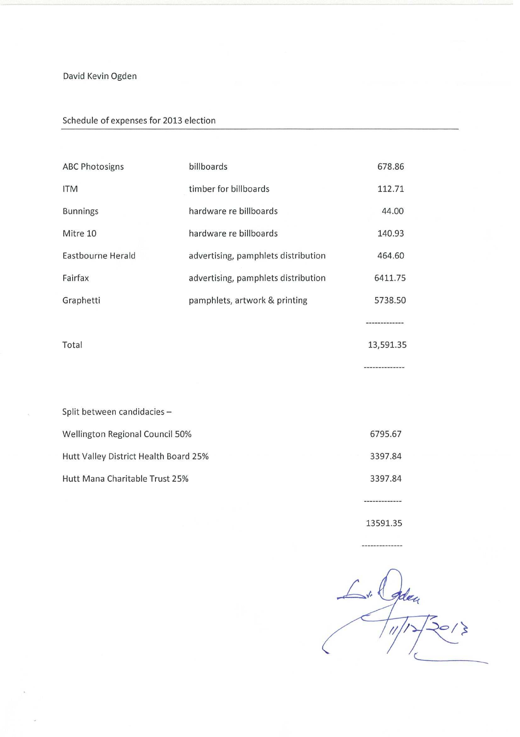David Kevin Ogden

## Schedule of expenses for 2013 election

| | | |
|---|---|---|
| ABC Photosigns | billboards | 678.86 |
| ITM | timber for billboards | 112.71 |
| Bunnings | hardware re billboards | 44.00 |
| Mitre 10 | hardware re billboards | 140.93 |
| Eastbourne Herald | advertising, pamphlets distribution | 464.60 |
| Fairfax | advertising, pamphlets distribution | 6411.75 |
| Graphetti | pamphlets, artwork & printing | 5738.50 |
| | | ------------- |
| Total | | 13,591.35 |
| | | -------------- |

Split between candidacies –

| | |
|---|---|
| Wellington Regional Council 50% | 6795.67 |
| Hutt Valley District Health Board 25% | 3397.84 |
| Hutt Mana Charitable Trust 25% | 3397.84 |
| | ------------- |
| | 13591.35 |
| | -------------- |

D. K. Ogden

11/12/2013